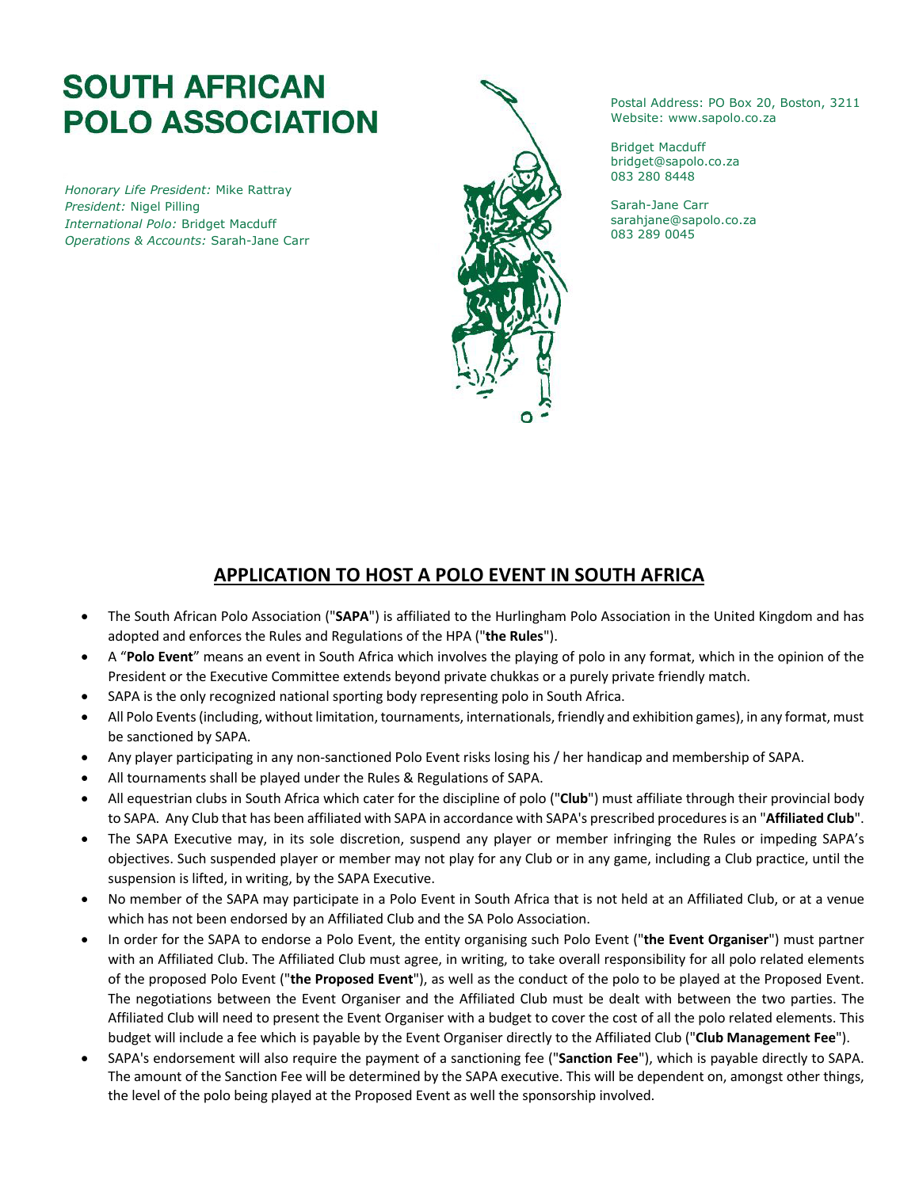# SOUTH AFRICAN POLO ASSOCIATION

*Honorary Life President:* Mike Rattray
*President:* Nigel Pilling
*International Polo:* Bridget Macduff
*Operations & Accounts:* Sarah-Jane Carr

Postal Address: PO Box 20, Boston, 3211
Website: www.sapolo.co.za

Bridget Macduff
bridget@sapolo.co.za
083 280 8448

Sarah-Jane Carr
sarahjane@sapolo.co.za
083 289 0045

## APPLICATION TO HOST A POLO EVENT IN SOUTH AFRICA

- The South African Polo Association ("**SAPA**") is affiliated to the Hurlingham Polo Association in the United Kingdom and has adopted and enforces the Rules and Regulations of the HPA ("**the Rules**").
- A "**Polo Event**" means an event in South Africa which involves the playing of polo in any format, which in the opinion of the President or the Executive Committee extends beyond private chukkas or a purely private friendly match.
- SAPA is the only recognized national sporting body representing polo in South Africa.
- All Polo Events (including, without limitation, tournaments, internationals, friendly and exhibition games), in any format, must be sanctioned by SAPA.
- Any player participating in any non-sanctioned Polo Event risks losing his / her handicap and membership of SAPA.
- All tournaments shall be played under the Rules & Regulations of SAPA.
- All equestrian clubs in South Africa which cater for the discipline of polo ("**Club**") must affiliate through their provincial body to SAPA. Any Club that has been affiliated with SAPA in accordance with SAPA's prescribed procedures is an "**Affiliated Club**".
- The SAPA Executive may, in its sole discretion, suspend any player or member infringing the Rules or impeding SAPA's objectives. Such suspended player or member may not play for any Club or in any game, including a Club practice, until the suspension is lifted, in writing, by the SAPA Executive.
- No member of the SAPA may participate in a Polo Event in South Africa that is not held at an Affiliated Club, or at a venue which has not been endorsed by an Affiliated Club and the SA Polo Association.
- In order for the SAPA to endorse a Polo Event, the entity organising such Polo Event ("**the Event Organiser**") must partner with an Affiliated Club. The Affiliated Club must agree, in writing, to take overall responsibility for all polo related elements of the proposed Polo Event ("**the Proposed Event**"), as well as the conduct of the polo to be played at the Proposed Event. The negotiations between the Event Organiser and the Affiliated Club must be dealt with between the two parties. The Affiliated Club will need to present the Event Organiser with a budget to cover the cost of all the polo related elements. This budget will include a fee which is payable by the Event Organiser directly to the Affiliated Club ("**Club Management Fee**").
- SAPA's endorsement will also require the payment of a sanctioning fee ("**Sanction Fee**"), which is payable directly to SAPA. The amount of the Sanction Fee will be determined by the SAPA executive. This will be dependent on, amongst other things, the level of the polo being played at the Proposed Event as well the sponsorship involved.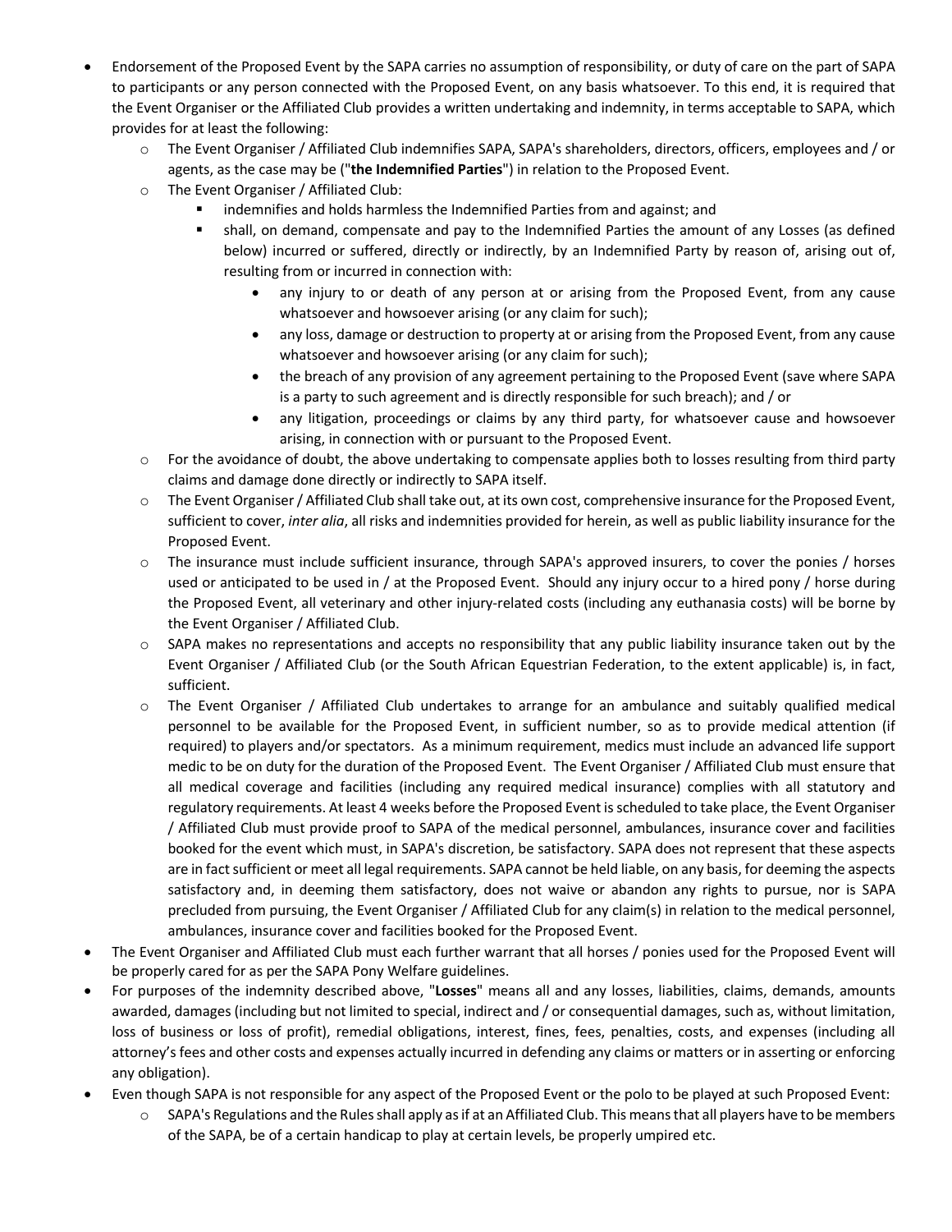- Endorsement of the Proposed Event by the SAPA carries no assumption of responsibility, or duty of care on the part of SAPA to participants or any person connected with the Proposed Event, on any basis whatsoever. To this end, it is required that the Event Organiser or the Affiliated Club provides a written undertaking and indemnity, in terms acceptable to SAPA, which provides for at least the following:
  - The Event Organiser / Affiliated Club indemnifies SAPA, SAPA's shareholders, directors, officers, employees and / or agents, as the case may be ("**the Indemnified Parties**") in relation to the Proposed Event.
  - The Event Organiser / Affiliated Club:
    - indemnifies and holds harmless the Indemnified Parties from and against; and
    - shall, on demand, compensate and pay to the Indemnified Parties the amount of any Losses (as defined below) incurred or suffered, directly or indirectly, by an Indemnified Party by reason of, arising out of, resulting from or incurred in connection with:
      - any injury to or death of any person at or arising from the Proposed Event, from any cause whatsoever and howsoever arising (or any claim for such);
      - any loss, damage or destruction to property at or arising from the Proposed Event, from any cause whatsoever and howsoever arising (or any claim for such);
      - the breach of any provision of any agreement pertaining to the Proposed Event (save where SAPA is a party to such agreement and is directly responsible for such breach); and / or
      - any litigation, proceedings or claims by any third party, for whatsoever cause and howsoever arising, in connection with or pursuant to the Proposed Event.
  - For the avoidance of doubt, the above undertaking to compensate applies both to losses resulting from third party claims and damage done directly or indirectly to SAPA itself.
  - The Event Organiser / Affiliated Club shall take out, at its own cost, comprehensive insurance for the Proposed Event, sufficient to cover, *inter alia*, all risks and indemnities provided for herein, as well as public liability insurance for the Proposed Event.
  - The insurance must include sufficient insurance, through SAPA's approved insurers, to cover the ponies / horses used or anticipated to be used in / at the Proposed Event. Should any injury occur to a hired pony / horse during the Proposed Event, all veterinary and other injury-related costs (including any euthanasia costs) will be borne by the Event Organiser / Affiliated Club.
  - SAPA makes no representations and accepts no responsibility that any public liability insurance taken out by the Event Organiser / Affiliated Club (or the South African Equestrian Federation, to the extent applicable) is, in fact, sufficient.
  - The Event Organiser / Affiliated Club undertakes to arrange for an ambulance and suitably qualified medical personnel to be available for the Proposed Event, in sufficient number, so as to provide medical attention (if required) to players and/or spectators. As a minimum requirement, medics must include an advanced life support medic to be on duty for the duration of the Proposed Event. The Event Organiser / Affiliated Club must ensure that all medical coverage and facilities (including any required medical insurance) complies with all statutory and regulatory requirements. At least 4 weeks before the Proposed Event is scheduled to take place, the Event Organiser / Affiliated Club must provide proof to SAPA of the medical personnel, ambulances, insurance cover and facilities booked for the event which must, in SAPA's discretion, be satisfactory. SAPA does not represent that these aspects are in fact sufficient or meet all legal requirements. SAPA cannot be held liable, on any basis, for deeming the aspects satisfactory and, in deeming them satisfactory, does not waive or abandon any rights to pursue, nor is SAPA precluded from pursuing, the Event Organiser / Affiliated Club for any claim(s) in relation to the medical personnel, ambulances, insurance cover and facilities booked for the Proposed Event.
- The Event Organiser and Affiliated Club must each further warrant that all horses / ponies used for the Proposed Event will be properly cared for as per the SAPA Pony Welfare guidelines.
- For purposes of the indemnity described above, "**Losses**" means all and any losses, liabilities, claims, demands, amounts awarded, damages (including but not limited to special, indirect and / or consequential damages, such as, without limitation, loss of business or loss of profit), remedial obligations, interest, fines, fees, penalties, costs, and expenses (including all attorney's fees and other costs and expenses actually incurred in defending any claims or matters or in asserting or enforcing any obligation).
- Even though SAPA is not responsible for any aspect of the Proposed Event or the polo to be played at such Proposed Event:
  - SAPA's Regulations and the Rules shall apply as if at an Affiliated Club. This means that all players have to be members of the SAPA, be of a certain handicap to play at certain levels, be properly umpired etc.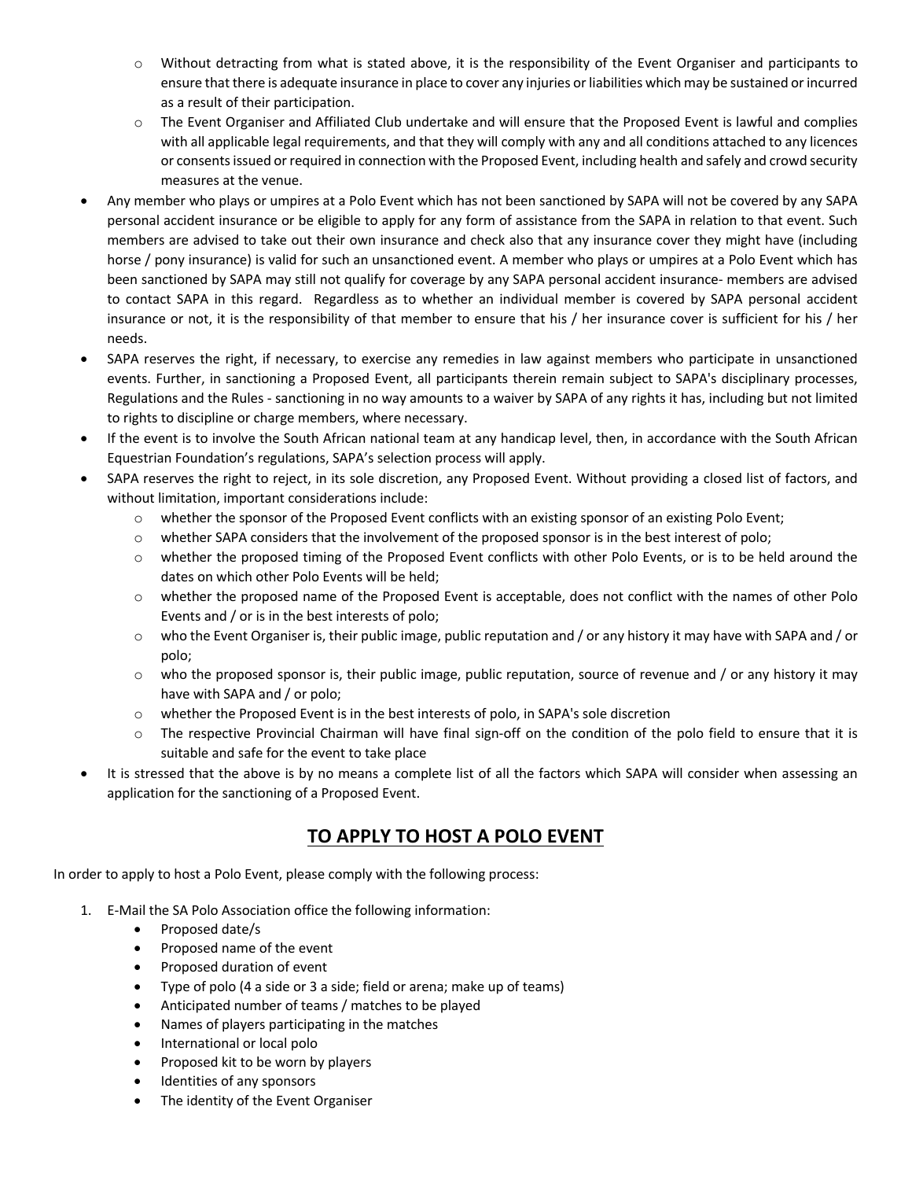- Without detracting from what is stated above, it is the responsibility of the Event Organiser and participants to ensure that there is adequate insurance in place to cover any injuries or liabilities which may be sustained or incurred as a result of their participation.
  - The Event Organiser and Affiliated Club undertake and will ensure that the Proposed Event is lawful and complies with all applicable legal requirements, and that they will comply with any and all conditions attached to any licences or consents issued or required in connection with the Proposed Event, including health and safely and crowd security measures at the venue.
- Any member who plays or umpires at a Polo Event which has not been sanctioned by SAPA will not be covered by any SAPA personal accident insurance or be eligible to apply for any form of assistance from the SAPA in relation to that event. Such members are advised to take out their own insurance and check also that any insurance cover they might have (including horse / pony insurance) is valid for such an unsanctioned event. A member who plays or umpires at a Polo Event which has been sanctioned by SAPA may still not qualify for coverage by any SAPA personal accident insurance- members are advised to contact SAPA in this regard. Regardless as to whether an individual member is covered by SAPA personal accident insurance or not, it is the responsibility of that member to ensure that his / her insurance cover is sufficient for his / her needs.
- SAPA reserves the right, if necessary, to exercise any remedies in law against members who participate in unsanctioned events. Further, in sanctioning a Proposed Event, all participants therein remain subject to SAPA's disciplinary processes, Regulations and the Rules - sanctioning in no way amounts to a waiver by SAPA of any rights it has, including but not limited to rights to discipline or charge members, where necessary.
- If the event is to involve the South African national team at any handicap level, then, in accordance with the South African Equestrian Foundation's regulations, SAPA's selection process will apply.
- SAPA reserves the right to reject, in its sole discretion, any Proposed Event. Without providing a closed list of factors, and without limitation, important considerations include:
  - whether the sponsor of the Proposed Event conflicts with an existing sponsor of an existing Polo Event;
  - whether SAPA considers that the involvement of the proposed sponsor is in the best interest of polo;
  - whether the proposed timing of the Proposed Event conflicts with other Polo Events, or is to be held around the dates on which other Polo Events will be held;
  - whether the proposed name of the Proposed Event is acceptable, does not conflict with the names of other Polo Events and / or is in the best interests of polo;
  - who the Event Organiser is, their public image, public reputation and / or any history it may have with SAPA and / or polo;
  - who the proposed sponsor is, their public image, public reputation, source of revenue and / or any history it may have with SAPA and / or polo;
  - whether the Proposed Event is in the best interests of polo, in SAPA's sole discretion
  - The respective Provincial Chairman will have final sign-off on the condition of the polo field to ensure that it is suitable and safe for the event to take place
- It is stressed that the above is by no means a complete list of all the factors which SAPA will consider when assessing an application for the sanctioning of a Proposed Event.

## TO APPLY TO HOST A POLO EVENT

In order to apply to host a Polo Event, please comply with the following process:

1. E-Mail the SA Polo Association office the following information:
   - Proposed date/s
   - Proposed name of the event
   - Proposed duration of event
   - Type of polo (4 a side or 3 a side; field or arena; make up of teams)
   - Anticipated number of teams / matches to be played
   - Names of players participating in the matches
   - International or local polo
   - Proposed kit to be worn by players
   - Identities of any sponsors
   - The identity of the Event Organiser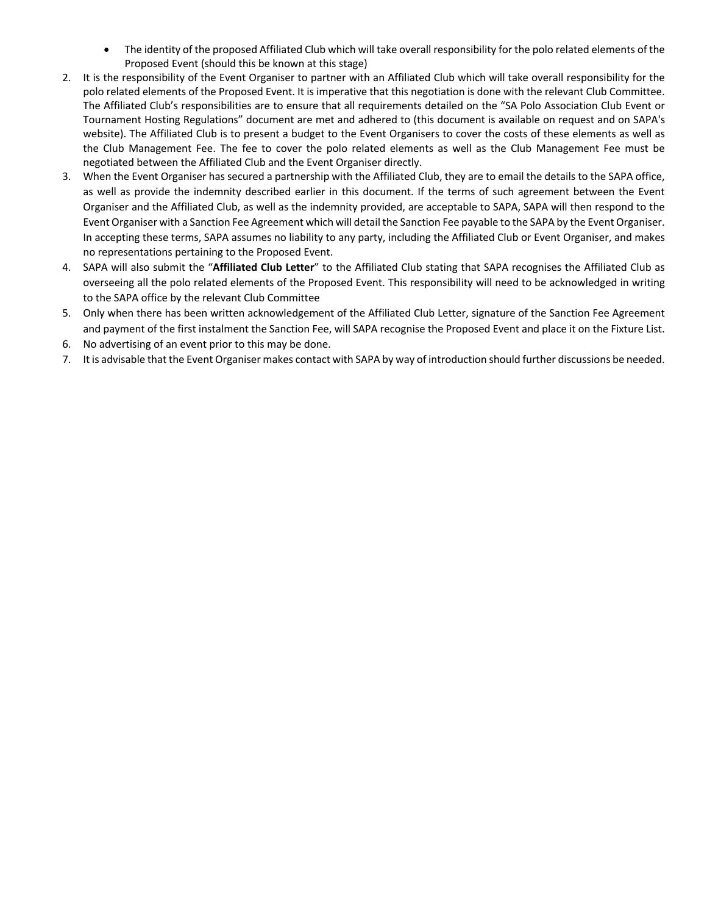- The identity of the proposed Affiliated Club which will take overall responsibility for the polo related elements of the Proposed Event (should this be known at this stage)

2. It is the responsibility of the Event Organiser to partner with an Affiliated Club which will take overall responsibility for the polo related elements of the Proposed Event. It is imperative that this negotiation is done with the relevant Club Committee. The Affiliated Club's responsibilities are to ensure that all requirements detailed on the "SA Polo Association Club Event or Tournament Hosting Regulations" document are met and adhered to (this document is available on request and on SAPA's website). The Affiliated Club is to present a budget to the Event Organisers to cover the costs of these elements as well as the Club Management Fee. The fee to cover the polo related elements as well as the Club Management Fee must be negotiated between the Affiliated Club and the Event Organiser directly.
3. When the Event Organiser has secured a partnership with the Affiliated Club, they are to email the details to the SAPA office, as well as provide the indemnity described earlier in this document. If the terms of such agreement between the Event Organiser and the Affiliated Club, as well as the indemnity provided, are acceptable to SAPA, SAPA will then respond to the Event Organiser with a Sanction Fee Agreement which will detail the Sanction Fee payable to the SAPA by the Event Organiser. In accepting these terms, SAPA assumes no liability to any party, including the Affiliated Club or Event Organiser, and makes no representations pertaining to the Proposed Event.
4. SAPA will also submit the "**Affiliated Club Letter**" to the Affiliated Club stating that SAPA recognises the Affiliated Club as overseeing all the polo related elements of the Proposed Event. This responsibility will need to be acknowledged in writing to the SAPA office by the relevant Club Committee
5. Only when there has been written acknowledgement of the Affiliated Club Letter, signature of the Sanction Fee Agreement and payment of the first instalment the Sanction Fee, will SAPA recognise the Proposed Event and place it on the Fixture List.
6. No advertising of an event prior to this may be done.
7. It is advisable that the Event Organiser makes contact with SAPA by way of introduction should further discussions be needed.